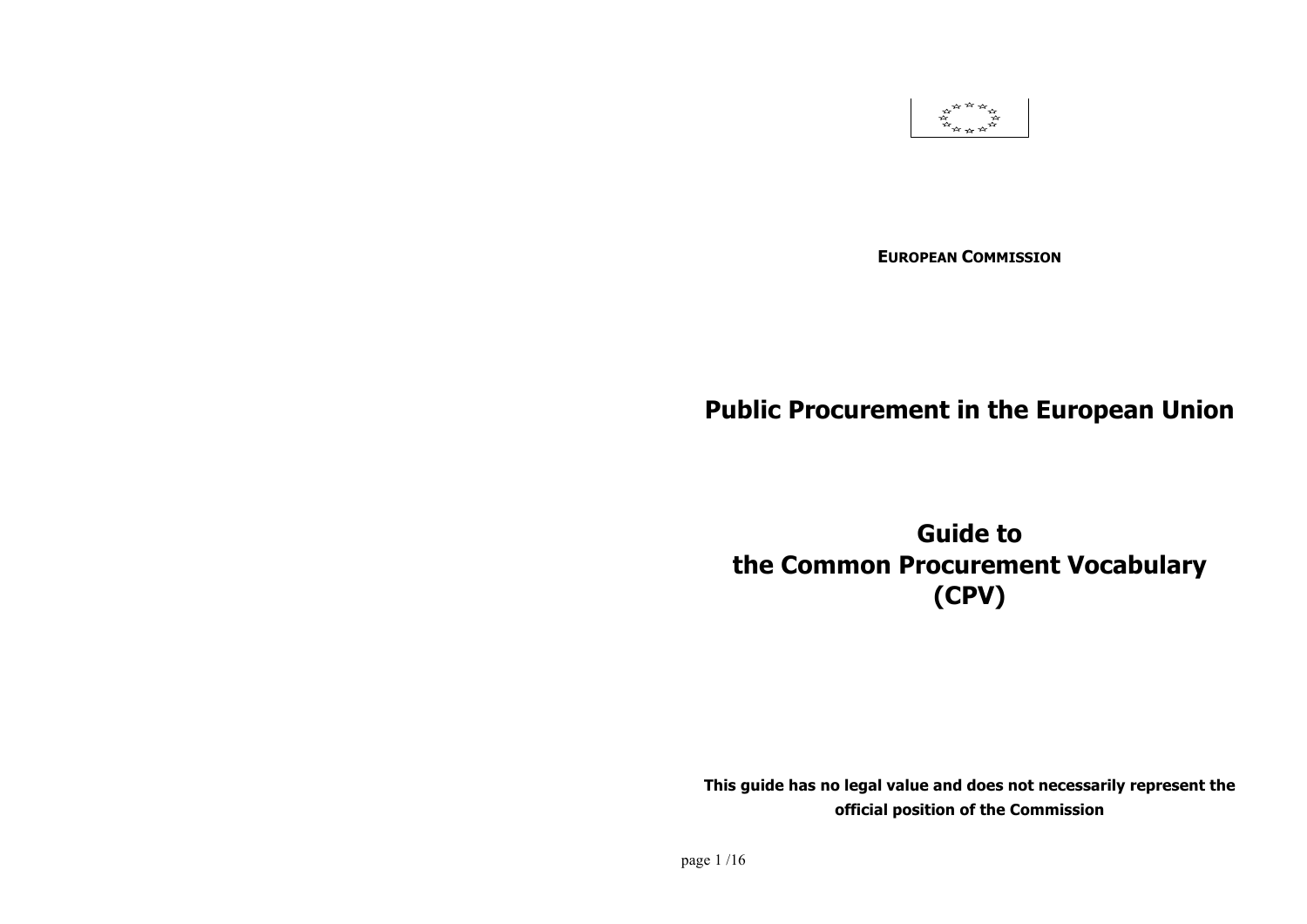**EUROPEAN COMMISSION**

# Public Procurement in the European Union

# Guide to the Common Procurement Vocabulary (CPV)

**This guide has no legal value and does not necessarily represent the official position of the Commission**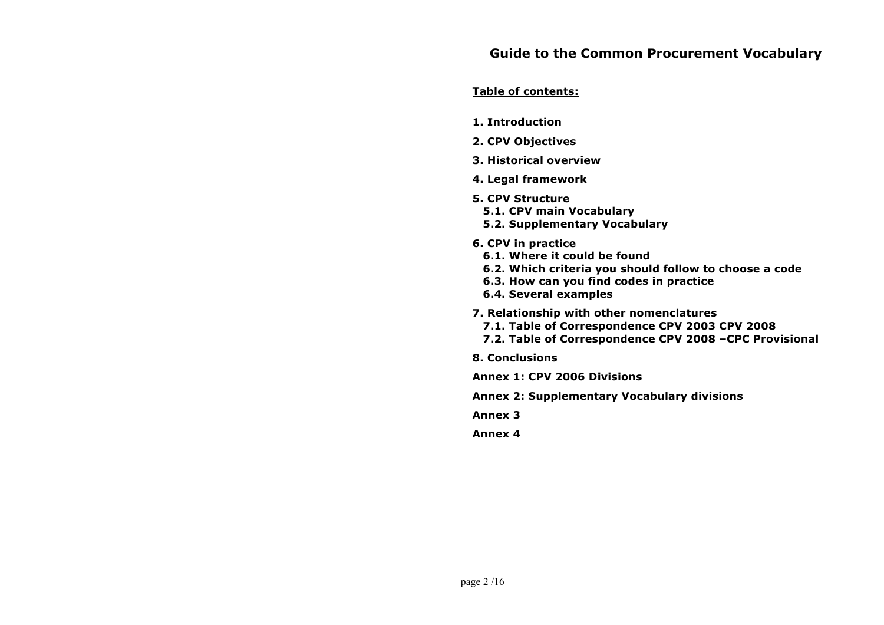# Guide to the Common Procurement Vocabulary

**Table of contents:**

**1. Introduction**

**2. CPV Objectives**

**3. Historical overview**

**4. Legal framework**

**5. CPV Structure**
- **5.1. CPV main Vocabulary**
- **5.2. Supplementary Vocabulary**

**6. CPV in practice**
- **6.1. Where it could be found**
- **6.2. Which criteria you should follow to choose a code**
- **6.3. How can you find codes in practice**
- **6.4. Several examples**

**7. Relationship with other nomenclatures**
- **7.1. Table of Correspondence CPV 2003 CPV 2008**
- **7.2. Table of Correspondence CPV 2008 –CPC Provisional**

**8. Conclusions**

**Annex 1: CPV 2006 Divisions**

**Annex 2: Supplementary Vocabulary divisions**

**Annex 3**

**Annex 4**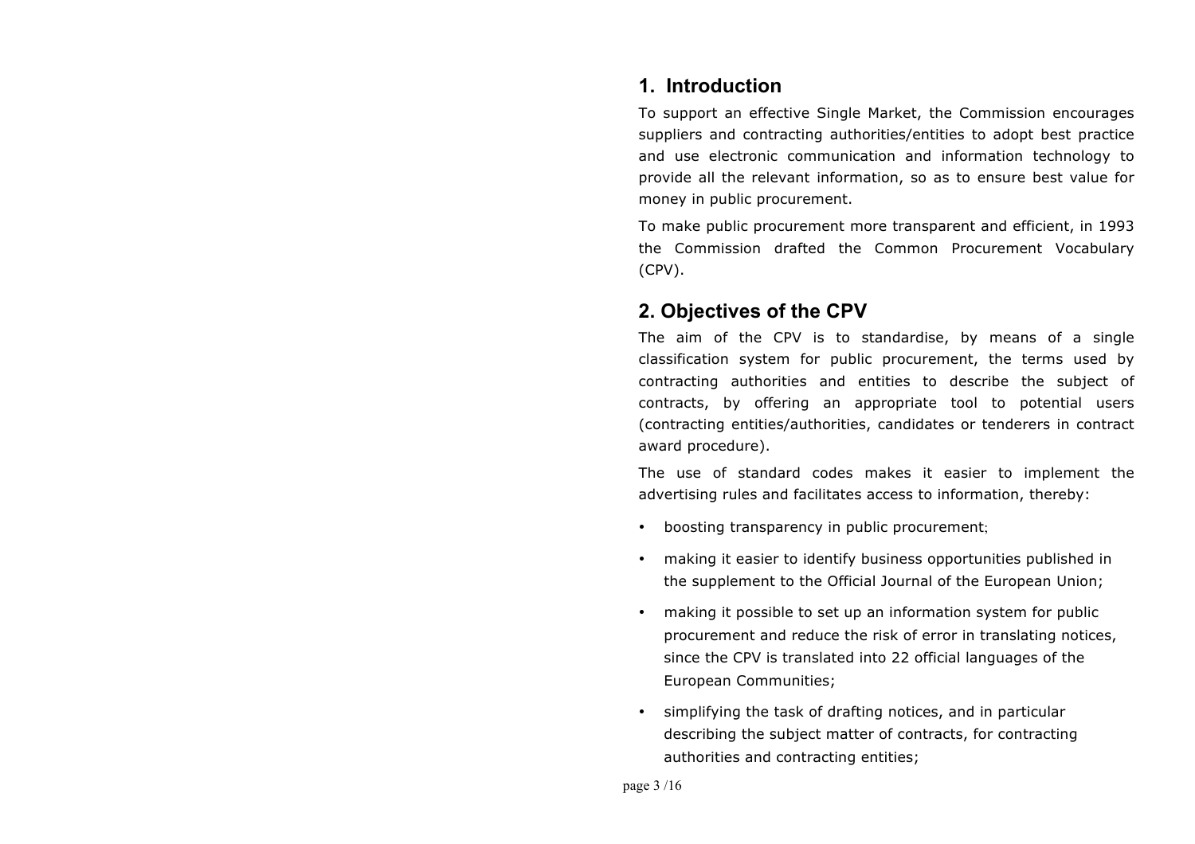## 1. Introduction

To support an effective Single Market, the Commission encourages suppliers and contracting authorities/entities to adopt best practice and use electronic communication and information technology to provide all the relevant information, so as to ensure best value for money in public procurement.

To make public procurement more transparent and efficient, in 1993 the Commission drafted the Common Procurement Vocabulary (CPV).

## 2. Objectives of the CPV

The aim of the CPV is to standardise, by means of a single classification system for public procurement, the terms used by contracting authorities and entities to describe the subject of contracts, by offering an appropriate tool to potential users (contracting entities/authorities, candidates or tenderers in contract award procedure).

The use of standard codes makes it easier to implement the advertising rules and facilitates access to information, thereby:

- boosting transparency in public procurement;
- making it easier to identify business opportunities published in the supplement to the Official Journal of the European Union;
- making it possible to set up an information system for public procurement and reduce the risk of error in translating notices, since the CPV is translated into 22 official languages of the European Communities;
- simplifying the task of drafting notices, and in particular describing the subject matter of contracts, for contracting authorities and contracting entities;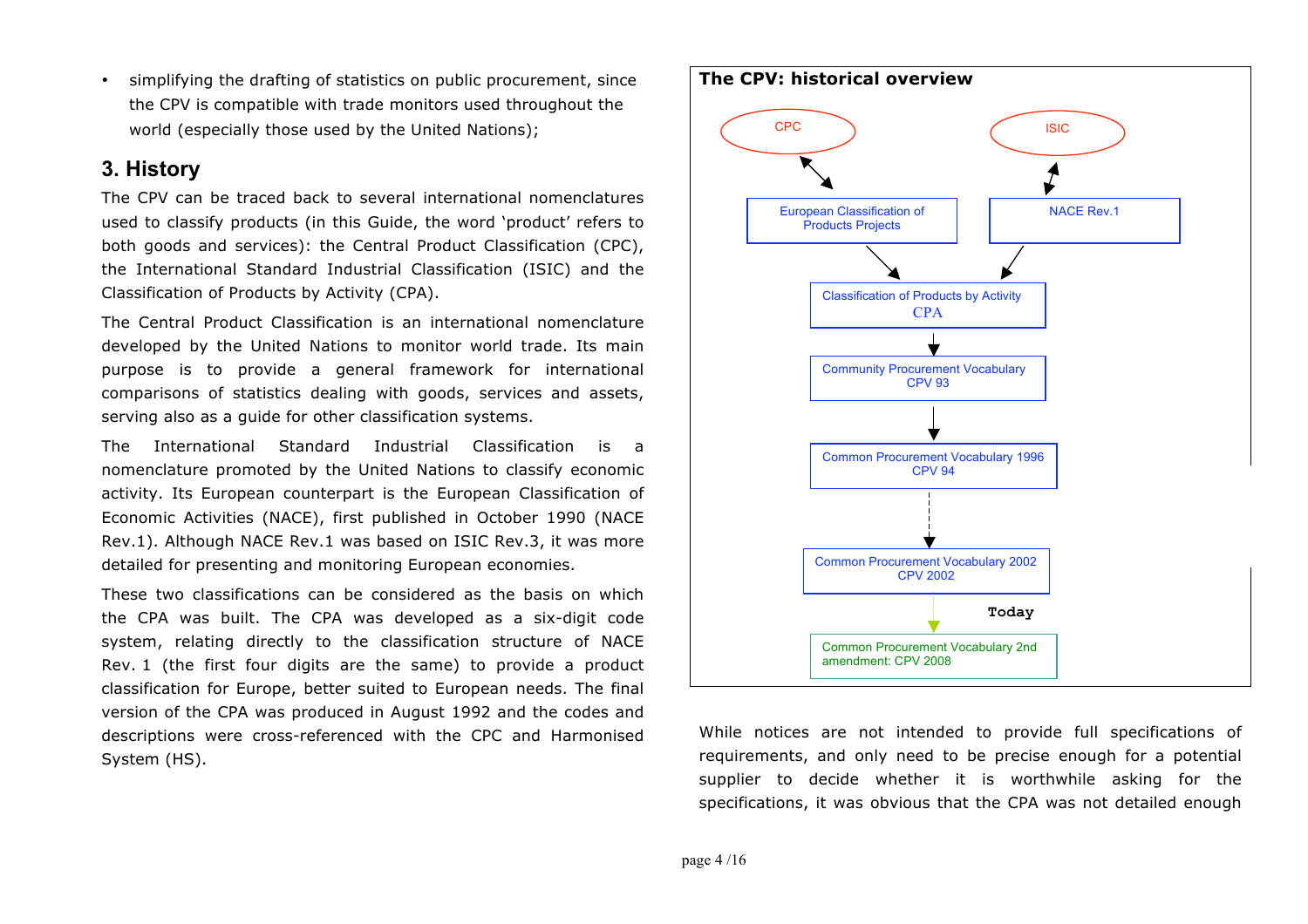- simplifying the drafting of statistics on public procurement, since the CPV is compatible with trade monitors used throughout the world (especially those used by the United Nations);

## 3. History

The CPV can be traced back to several international nomenclatures used to classify products (in this Guide, the word 'product' refers to both goods and services): the Central Product Classification (CPC), the International Standard Industrial Classification (ISIC) and the Classification of Products by Activity (CPA).

The Central Product Classification is an international nomenclature developed by the United Nations to monitor world trade. Its main purpose is to provide a general framework for international comparisons of statistics dealing with goods, services and assets, serving also as a guide for other classification systems.

The International Standard Industrial Classification is a nomenclature promoted by the United Nations to classify economic activity. Its European counterpart is the European Classification of Economic Activities (NACE), first published in October 1990 (NACE Rev.1). Although NACE Rev.1 was based on ISIC Rev.3, it was more detailed for presenting and monitoring European economies.

These two classifications can be considered as the basis on which the CPA was built. The CPA was developed as a six-digit code system, relating directly to the classification structure of NACE Rev. 1 (the first four digits are the same) to provide a product classification for Europe, better suited to European needs. The final version of the CPA was produced in August 1992 and the codes and descriptions were cross-referenced with the CPC and Harmonised System (HS).

**The CPV: historical overview**

CPC ↔ European Classification of Products Projects

ISIC ↔ NACE Rev.1

European Classification of Products Projects → Classification of Products by Activity CPA

NACE Rev.1 → Classification of Products by Activity CPA

Classification of Products by Activity CPA → Community Procurement Vocabulary CPV 93

Community Procurement Vocabulary CPV 93 → Common Procurement Vocabulary 1996 CPV 94

Common Procurement Vocabulary 1996 CPV 94 → Common Procurement Vocabulary 2002 CPV 2002

Common Procurement Vocabulary 2002 CPV 2002 → **Today** → Common Procurement Vocabulary 2nd amendment: CPV 2008

While notices are not intended to provide full specifications of requirements, and only need to be precise enough for a potential supplier to decide whether it is worthwhile asking for the specifications, it was obvious that the CPA was not detailed enough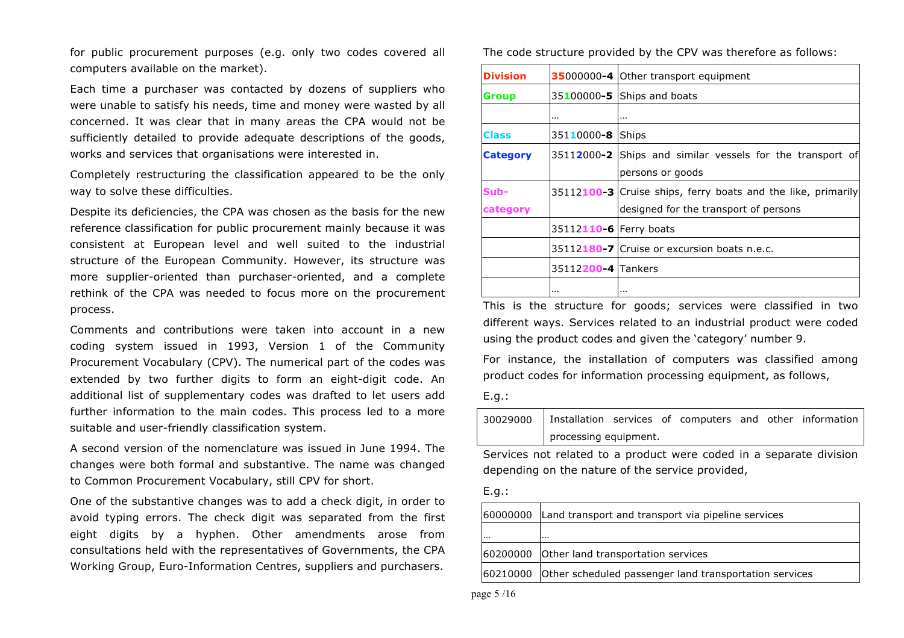for public procurement purposes (e.g. only two codes covered all computers available on the market).

Each time a purchaser was contacted by dozens of suppliers who were unable to satisfy his needs, time and money were wasted by all concerned. It was clear that in many areas the CPA would not be sufficiently detailed to provide adequate descriptions of the goods, works and services that organisations were interested in.

Completely restructuring the classification appeared to be the only way to solve these difficulties.

Despite its deficiencies, the CPA was chosen as the basis for the new reference classification for public procurement mainly because it was consistent at European level and well suited to the industrial structure of the European Community. However, its structure was more supplier-oriented than purchaser-oriented, and a complete rethink of the CPA was needed to focus more on the procurement process.

Comments and contributions were taken into account in a new coding system issued in 1993, Version 1 of the Community Procurement Vocabulary (CPV). The numerical part of the codes was extended by two further digits to form an eight-digit code. An additional list of supplementary codes was drafted to let users add further information to the main codes. This process led to a more suitable and user-friendly classification system.

A second version of the nomenclature was issued in June 1994. The changes were both formal and substantive. The name was changed to Common Procurement Vocabulary, still CPV for short.

One of the substantive changes was to add a check digit, in order to avoid typing errors. The check digit was separated from the first eight digits by a hyphen. Other amendments arose from consultations held with the representatives of Governments, the CPA Working Group, Euro-Information Centres, suppliers and purchasers.

The code structure provided by the CPV was therefore as follows:

| | | |
|---|---|---|
| **Division** | **35**000000**-4** | Other transport equipment |
| **Group** | 35**1**00000**-5** | Ships and boats |
| | … | … |
| **Class** | 351**1**0000**-8** | Ships |
| **Category** | 3511**2**000**-2** | Ships and similar vessels for the transport of persons or goods |
| **Sub-category** | 35112**100-3** | Cruise ships, ferry boats and the like, primarily designed for the transport of persons |
| | 35112**110-6** | Ferry boats |
| | 35112**180-7** | Cruise or excursion boats n.e.c. |
| | 35112**200-4** | Tankers |
| | … | … |

This is the structure for goods; services were classified in two different ways. Services related to an industrial product were coded using the product codes and given the 'category' number 9.

For instance, the installation of computers was classified among product codes for information processing equipment, as follows,

E.g.:

| | |
|---|---|
| 30029000 | Installation services of computers and other information processing equipment. |

Services not related to a product were coded in a separate division depending on the nature of the service provided,

E.g.:

| | |
|---|---|
| 60000000 | Land transport and transport via pipeline services |
| … | … |
| 60200000 | Other land transportation services |
| 60210000 | Other scheduled passenger land transportation services |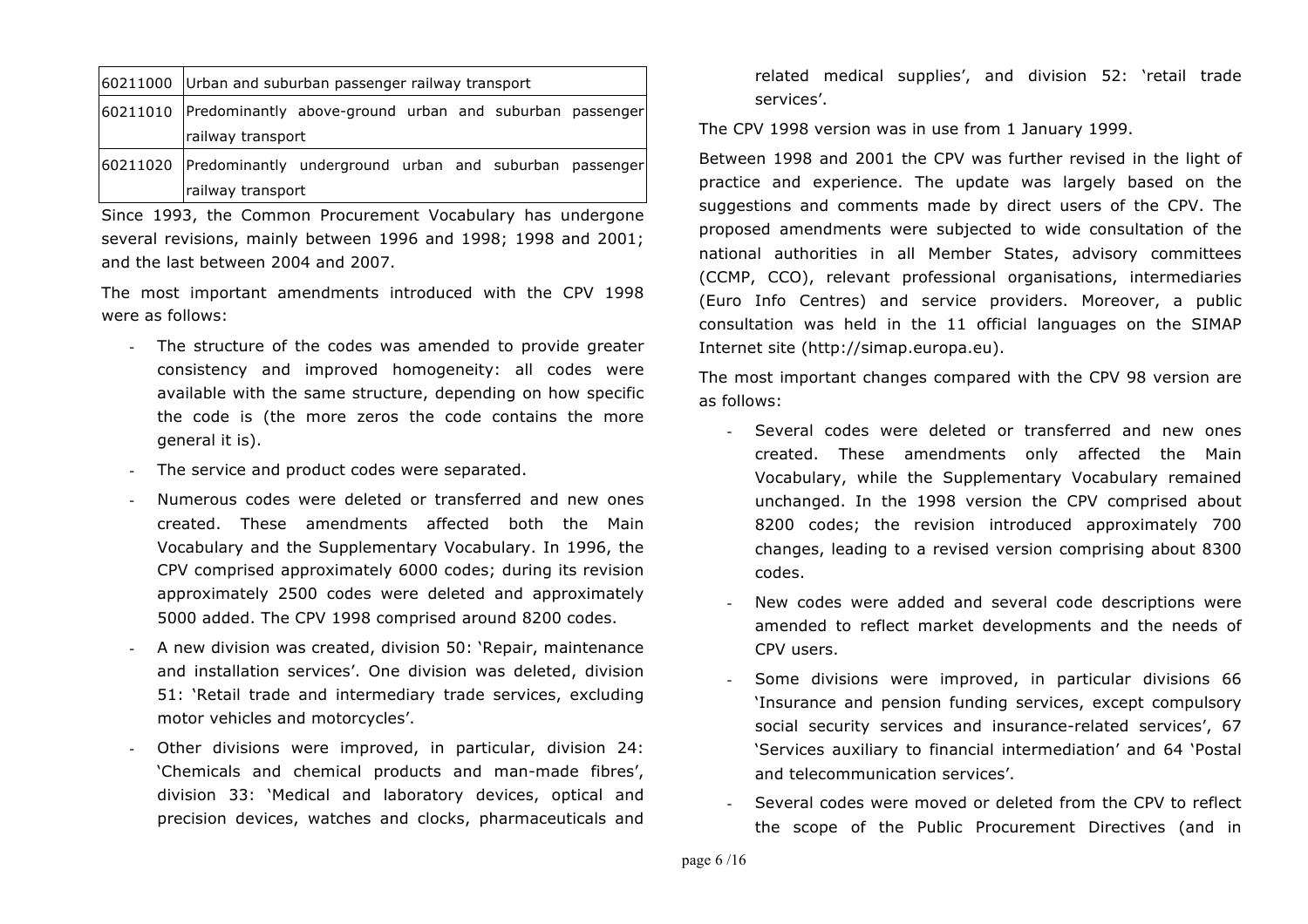| | |
|---|---|
| 60211000 | Urban and suburban passenger railway transport |
| 60211010 | Predominantly above-ground urban and suburban passenger railway transport |
| 60211020 | Predominantly underground urban and suburban passenger railway transport |

Since 1993, the Common Procurement Vocabulary has undergone several revisions, mainly between 1996 and 1998; 1998 and 2001; and the last between 2004 and 2007.

The most important amendments introduced with the CPV 1998 were as follows:

- The structure of the codes was amended to provide greater consistency and improved homogeneity: all codes were available with the same structure, depending on how specific the code is (the more zeros the code contains the more general it is).
- The service and product codes were separated.
- Numerous codes were deleted or transferred and new ones created. These amendments affected both the Main Vocabulary and the Supplementary Vocabulary. In 1996, the CPV comprised approximately 6000 codes; during its revision approximately 2500 codes were deleted and approximately 5000 added. The CPV 1998 comprised around 8200 codes.
- A new division was created, division 50: 'Repair, maintenance and installation services'. One division was deleted, division 51: 'Retail trade and intermediary trade services, excluding motor vehicles and motorcycles'.
- Other divisions were improved, in particular, division 24: 'Chemicals and chemical products and man-made fibres', division 33: 'Medical and laboratory devices, optical and precision devices, watches and clocks, pharmaceuticals and related medical supplies', and division 52: 'retail trade services'.

The CPV 1998 version was in use from 1 January 1999.

Between 1998 and 2001 the CPV was further revised in the light of practice and experience. The update was largely based on the suggestions and comments made by direct users of the CPV. The proposed amendments were subjected to wide consultation of the national authorities in all Member States, advisory committees (CCMP, CCO), relevant professional organisations, intermediaries (Euro Info Centres) and service providers. Moreover, a public consultation was held in the 11 official languages on the SIMAP Internet site (http://simap.europa.eu).

The most important changes compared with the CPV 98 version are as follows:

- Several codes were deleted or transferred and new ones created. These amendments only affected the Main Vocabulary, while the Supplementary Vocabulary remained unchanged. In the 1998 version the CPV comprised about 8200 codes; the revision introduced approximately 700 changes, leading to a revised version comprising about 8300 codes.
- New codes were added and several code descriptions were amended to reflect market developments and the needs of CPV users.
- Some divisions were improved, in particular divisions 66 'Insurance and pension funding services, except compulsory social security services and insurance-related services', 67 'Services auxiliary to financial intermediation' and 64 'Postal and telecommunication services'.
- Several codes were moved or deleted from the CPV to reflect the scope of the Public Procurement Directives (and in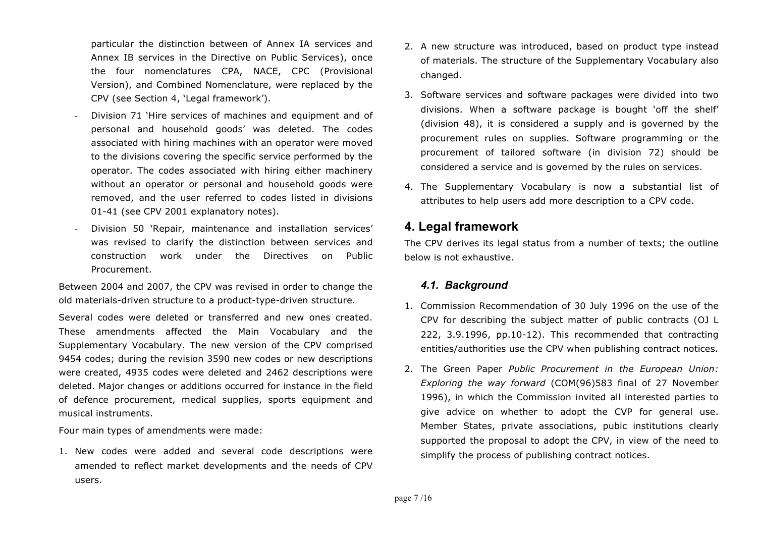particular the distinction between of Annex IA services and Annex IB services in the Directive on Public Services), once the four nomenclatures CPA, NACE, CPC (Provisional Version), and Combined Nomenclature, were replaced by the CPV (see Section 4, 'Legal framework').

- Division 71 'Hire services of machines and equipment and of personal and household goods' was deleted. The codes associated with hiring machines with an operator were moved to the divisions covering the specific service performed by the operator. The codes associated with hiring either machinery without an operator or personal and household goods were removed, and the user referred to codes listed in divisions 01-41 (see CPV 2001 explanatory notes).
- Division 50 'Repair, maintenance and installation services' was revised to clarify the distinction between services and construction work under the Directives on Public Procurement.

Between 2004 and 2007, the CPV was revised in order to change the old materials-driven structure to a product-type-driven structure.

Several codes were deleted or transferred and new ones created. These amendments affected the Main Vocabulary and the Supplementary Vocabulary. The new version of the CPV comprised 9454 codes; during the revision 3590 new codes or new descriptions were created, 4935 codes were deleted and 2462 descriptions were deleted. Major changes or additions occurred for instance in the field of defence procurement, medical supplies, sports equipment and musical instruments.

Four main types of amendments were made:

1. New codes were added and several code descriptions were amended to reflect market developments and the needs of CPV users.
2. A new structure was introduced, based on product type instead of materials. The structure of the Supplementary Vocabulary also changed.
3. Software services and software packages were divided into two divisions. When a software package is bought 'off the shelf' (division 48), it is considered a supply and is governed by the procurement rules on supplies. Software programming or the procurement of tailored software (in division 72) should be considered a service and is governed by the rules on services.
4. The Supplementary Vocabulary is now a substantial list of attributes to help users add more description to a CPV code.

## 4. Legal framework

The CPV derives its legal status from a number of texts; the outline below is not exhaustive.

### *4.1. Background*

1. Commission Recommendation of 30 July 1996 on the use of the CPV for describing the subject matter of public contracts (OJ L 222, 3.9.1996, pp.10-12). This recommended that contracting entities/authorities use the CPV when publishing contract notices.
2. The Green Paper *Public Procurement in the European Union: Exploring the way forward* (COM(96)583 final of 27 November 1996), in which the Commission invited all interested parties to give advice on whether to adopt the CVP for general use. Member States, private associations, pubic institutions clearly supported the proposal to adopt the CPV, in view of the need to simplify the process of publishing contract notices.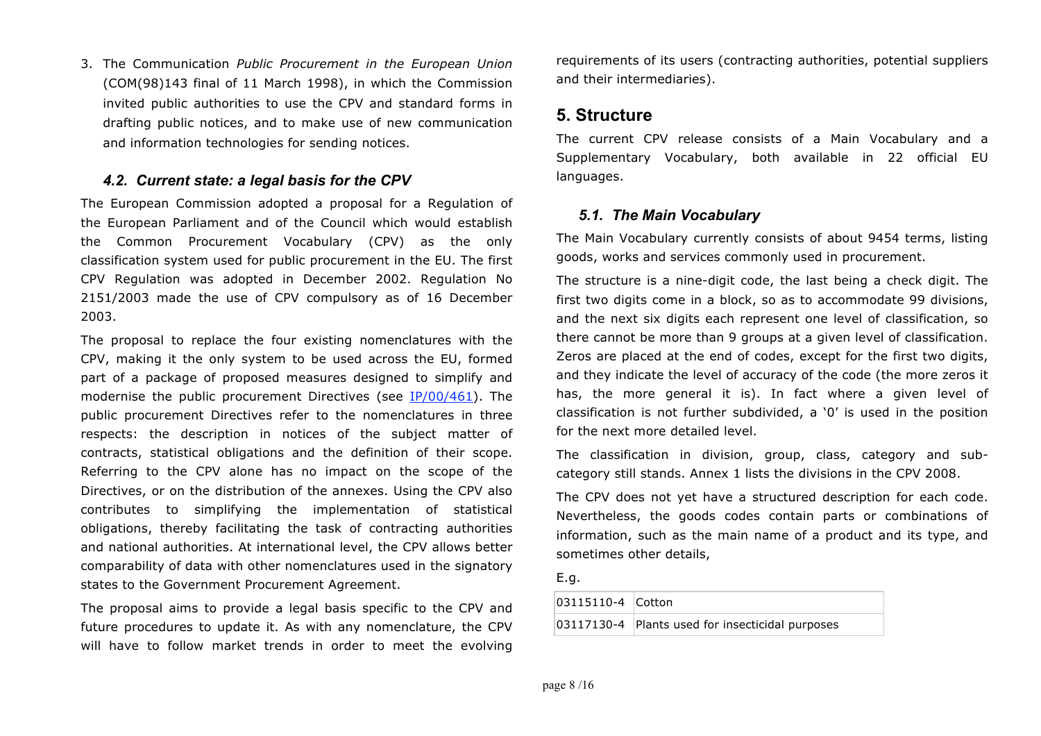3. The Communication *Public Procurement in the European Union* (COM(98)143 final of 11 March 1998), in which the Commission invited public authorities to use the CPV and standard forms in drafting public notices, and to make use of new communication and information technologies for sending notices.

### *4.2. Current state: a legal basis for the CPV*

The European Commission adopted a proposal for a Regulation of the European Parliament and of the Council which would establish the Common Procurement Vocabulary (CPV) as the only classification system used for public procurement in the EU. The first CPV Regulation was adopted in December 2002. Regulation No 2151/2003 made the use of CPV compulsory as of 16 December 2003.

The proposal to replace the four existing nomenclatures with the CPV, making it the only system to be used across the EU, formed part of a package of proposed measures designed to simplify and modernise the public procurement Directives (see IP/00/461). The public procurement Directives refer to the nomenclatures in three respects: the description in notices of the subject matter of contracts, statistical obligations and the definition of their scope. Referring to the CPV alone has no impact on the scope of the Directives, or on the distribution of the annexes. Using the CPV also contributes to simplifying the implementation of statistical obligations, thereby facilitating the task of contracting authorities and national authorities. At international level, the CPV allows better comparability of data with other nomenclatures used in the signatory states to the Government Procurement Agreement.

The proposal aims to provide a legal basis specific to the CPV and future procedures to update it. As with any nomenclature, the CPV will have to follow market trends in order to meet the evolving requirements of its users (contracting authorities, potential suppliers and their intermediaries).

## 5. Structure

The current CPV release consists of a Main Vocabulary and a Supplementary Vocabulary, both available in 22 official EU languages.

### *5.1. The Main Vocabulary*

The Main Vocabulary currently consists of about 9454 terms, listing goods, works and services commonly used in procurement.

The structure is a nine-digit code, the last being a check digit. The first two digits come in a block, so as to accommodate 99 divisions, and the next six digits each represent one level of classification, so there cannot be more than 9 groups at a given level of classification. Zeros are placed at the end of codes, except for the first two digits, and they indicate the level of accuracy of the code (the more zeros it has, the more general it is). In fact where a given level of classification is not further subdivided, a '0' is used in the position for the next more detailed level.

The classification in division, group, class, category and sub-category still stands. Annex 1 lists the divisions in the CPV 2008.

The CPV does not yet have a structured description for each code. Nevertheless, the goods codes contain parts or combinations of information, such as the main name of a product and its type, and sometimes other details,

E.g.

| | |
|---|---|
| 03115110-4 | Cotton |
| 03117130-4 | Plants used for insecticidal purposes |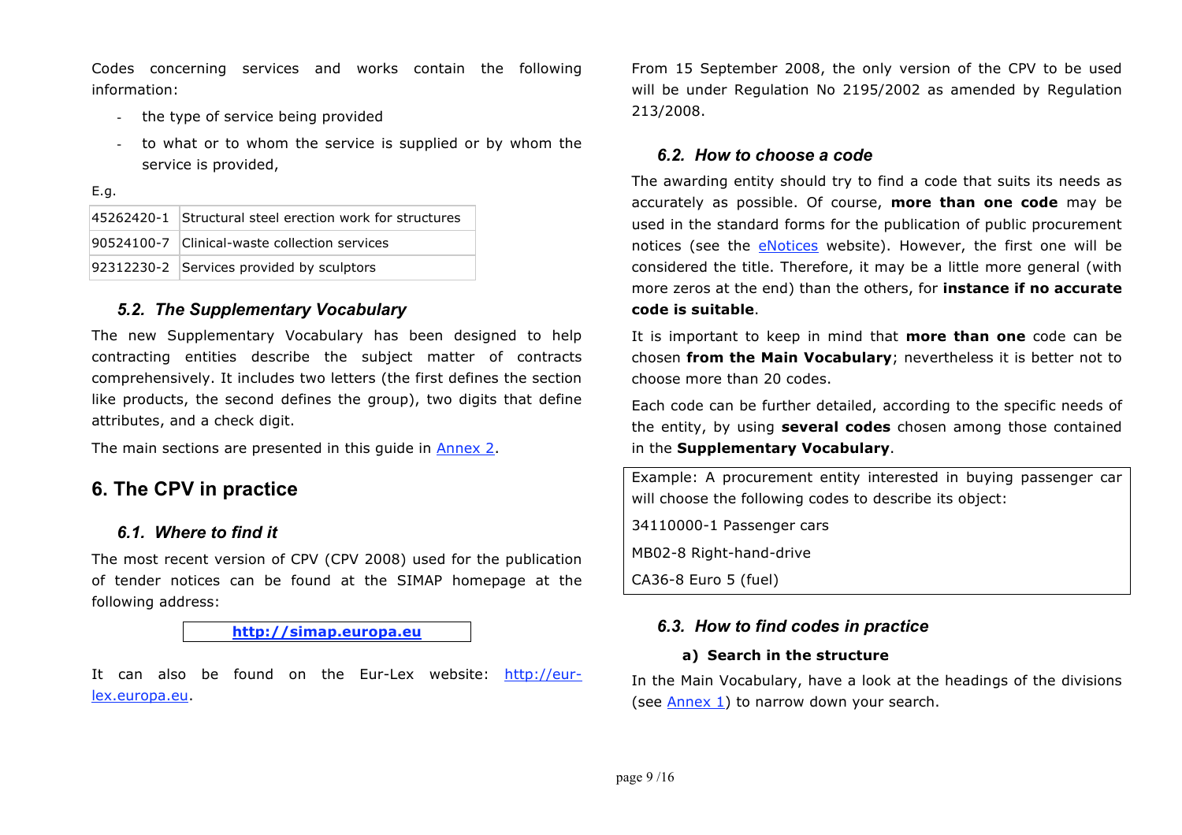Codes concerning services and works contain the following information:

- the type of service being provided
- to what or to whom the service is supplied or by whom the service is provided,

E.g.

| | |
|---|---|
| 45262420-1 | Structural steel erection work for structures |
| 90524100-7 | Clinical-waste collection services |
| 92312230-2 | Services provided by sculptors |

### *5.2. The Supplementary Vocabulary*

The new Supplementary Vocabulary has been designed to help contracting entities describe the subject matter of contracts comprehensively. It includes two letters (the first defines the section like products, the second defines the group), two digits that define attributes, and a check digit.

The main sections are presented in this guide in Annex 2.

## 6. The CPV in practice

### *6.1. Where to find it*

The most recent version of CPV (CPV 2008) used for the publication of tender notices can be found at the SIMAP homepage at the following address:

**http://simap.europa.eu**

It can also be found on the Eur-Lex website: http://eur-lex.europa.eu.

From 15 September 2008, the only version of the CPV to be used will be under Regulation No 2195/2002 as amended by Regulation 213/2008.

### *6.2. How to choose a code*

The awarding entity should try to find a code that suits its needs as accurately as possible. Of course, **more than one code** may be used in the standard forms for the publication of public procurement notices (see the eNotices website). However, the first one will be considered the title. Therefore, it may be a little more general (with more zeros at the end) than the others, for **instance if no accurate code is suitable**.

It is important to keep in mind that **more than one** code can be chosen **from the Main Vocabulary**; nevertheless it is better not to choose more than 20 codes.

Each code can be further detailed, according to the specific needs of the entity, by using **several codes** chosen among those contained in the **Supplementary Vocabulary**.

> Example: A procurement entity interested in buying passenger car will choose the following codes to describe its object:
>
> 34110000-1 Passenger cars
>
> MB02-8 Right-hand-drive
>
> CA36-8 Euro 5 (fuel)

### *6.3. How to find codes in practice*

#### a) Search in the structure

In the Main Vocabulary, have a look at the headings of the divisions (see Annex 1) to narrow down your search.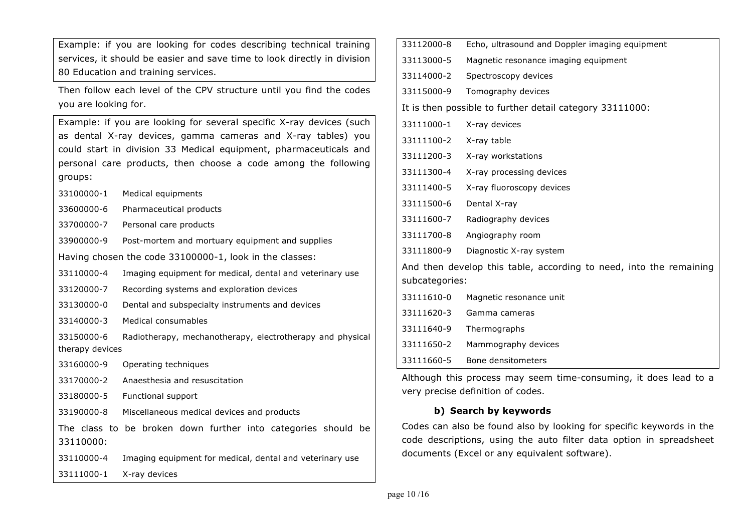Example: if you are looking for codes describing technical training services, it should be easier and save time to look directly in division 80 Education and training services.

Then follow each level of the CPV structure until you find the codes you are looking for.

Example: if you are looking for several specific X-ray devices (such as dental X-ray devices, gamma cameras and X-ray tables) you could start in division 33 Medical equipment, pharmaceuticals and personal care products, then choose a code among the following groups:

33100000-1 Medical equipments

33600000-6 Pharmaceutical products

33700000-7 Personal care products

33900000-9 Post-mortem and mortuary equipment and supplies

Having chosen the code 33100000-1, look in the classes:

33110000-4 Imaging equipment for medical, dental and veterinary use

33120000-7 Recording systems and exploration devices

33130000-0 Dental and subspecialty instruments and devices

33140000-3 Medical consumables

33150000-6 Radiotherapy, mechanotherapy, electrotherapy and physical therapy devices

33160000-9 Operating techniques

33170000-2 Anaesthesia and resuscitation

33180000-5 Functional support

33190000-8 Miscellaneous medical devices and products

The class to be broken down further into categories should be 33110000:

33110000-4 Imaging equipment for medical, dental and veterinary use

33111000-1 X-ray devices

33112000-8 Echo, ultrasound and Doppler imaging equipment

33113000-5 Magnetic resonance imaging equipment

33114000-2 Spectroscopy devices

33115000-9 Tomography devices

It is then possible to further detail category 33111000:

33111000-1 X-ray devices

33111100-2 X-ray table

33111200-3 X-ray workstations

33111300-4 X-ray processing devices

33111400-5 X-ray fluoroscopy devices

33111500-6 Dental X-ray

33111600-7 Radiography devices

33111700-8 Angiography room

33111800-9 Diagnostic X-ray system

And then develop this table, according to need, into the remaining subcategories:

33111610-0 Magnetic resonance unit

33111620-3 Gamma cameras

33111640-9 Thermographs

33111650-2 Mammography devices

33111660-5 Bone densitometers

Although this process may seem time-consuming, it does lead to a very precise definition of codes.

### b) Search by keywords

Codes can also be found also by looking for specific keywords in the code descriptions, using the auto filter data option in spreadsheet documents (Excel or any equivalent software).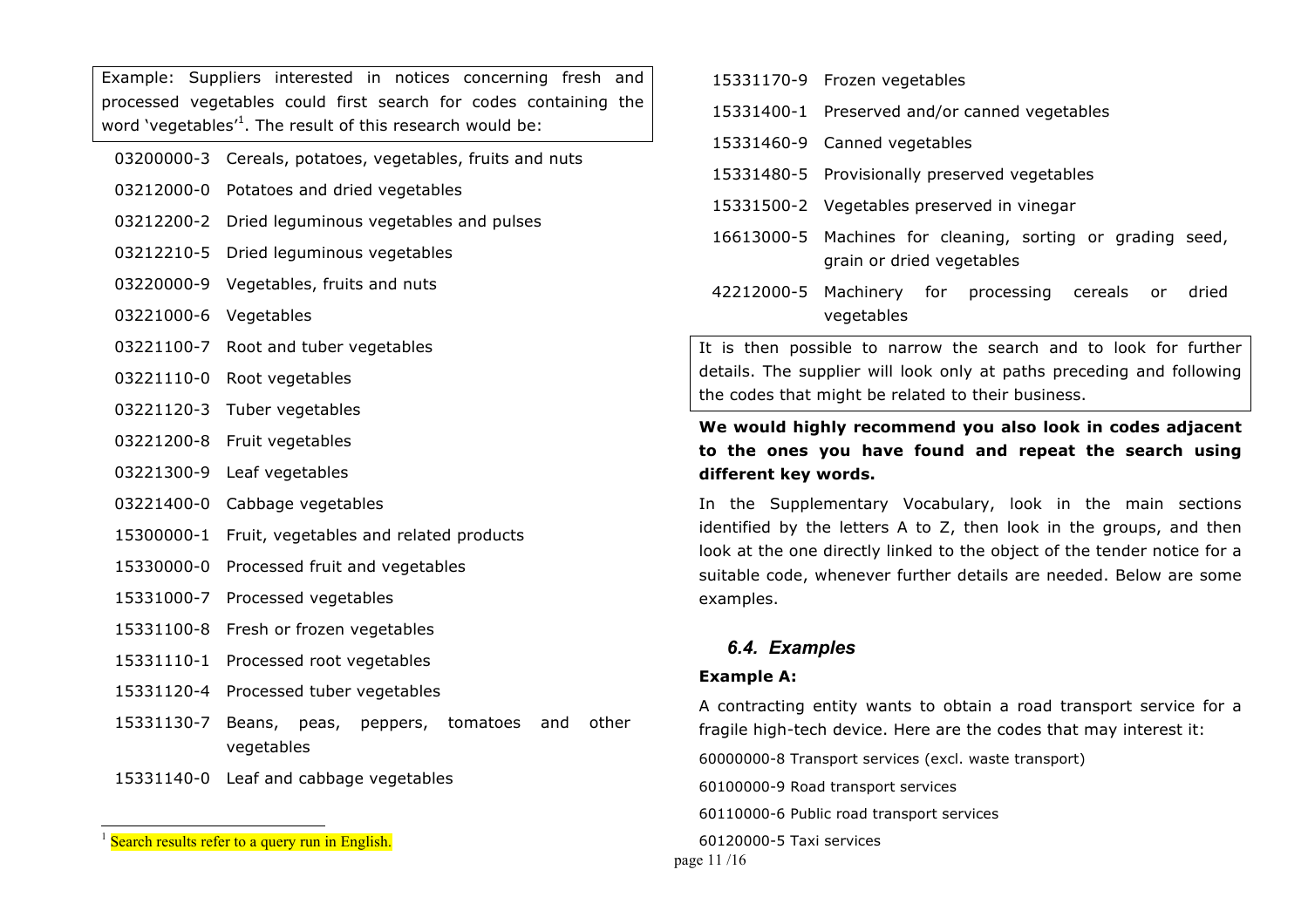Example: Suppliers interested in notices concerning fresh and processed vegetables could first search for codes containing the word 'vegetables'[1]. The result of this research would be:

- 03200000-3 Cereals, potatoes, vegetables, fruits and nuts
- 03212000-0 Potatoes and dried vegetables
- 03212200-2 Dried leguminous vegetables and pulses
- 03212210-5 Dried leguminous vegetables
- 03220000-9 Vegetables, fruits and nuts
- 03221000-6 Vegetables
- 03221100-7 Root and tuber vegetables
- 03221110-0 Root vegetables
- 03221120-3 Tuber vegetables
- 03221200-8 Fruit vegetables
- 03221300-9 Leaf vegetables
- 03221400-0 Cabbage vegetables
- 15300000-1 Fruit, vegetables and related products
- 15330000-0 Processed fruit and vegetables
- 15331000-7 Processed vegetables
- 15331100-8 Fresh or frozen vegetables
- 15331110-1 Processed root vegetables
- 15331120-4 Processed tuber vegetables
- 15331130-7 Beans, peas, peppers, tomatoes and other vegetables
- 15331140-0 Leaf and cabbage vegetables
- 15331170-9 Frozen vegetables
- 15331400-1 Preserved and/or canned vegetables
- 15331460-9 Canned vegetables
- 15331480-5 Provisionally preserved vegetables
- 15331500-2 Vegetables preserved in vinegar
- 16613000-5 Machines for cleaning, sorting or grading seed, grain or dried vegetables
- 42212000-5 Machinery for processing cereals or dried vegetables

It is then possible to narrow the search and to look for further details. The supplier will look only at paths preceding and following the codes that might be related to their business.

**We would highly recommend you also look in codes adjacent to the ones you have found and repeat the search using different key words.**

In the Supplementary Vocabulary, look in the main sections identified by the letters A to Z, then look in the groups, and then look at the one directly linked to the object of the tender notice for a suitable code, whenever further details are needed. Below are some examples.

### *6.4. Examples*

**Example A:**

A contracting entity wants to obtain a road transport service for a fragile high-tech device. Here are the codes that may interest it:

60000000-8 Transport services (excl. waste transport)

60100000-9 Road transport services

60110000-6 Public road transport services

60120000-5 Taxi services

[1] Search results refer to a query run in English.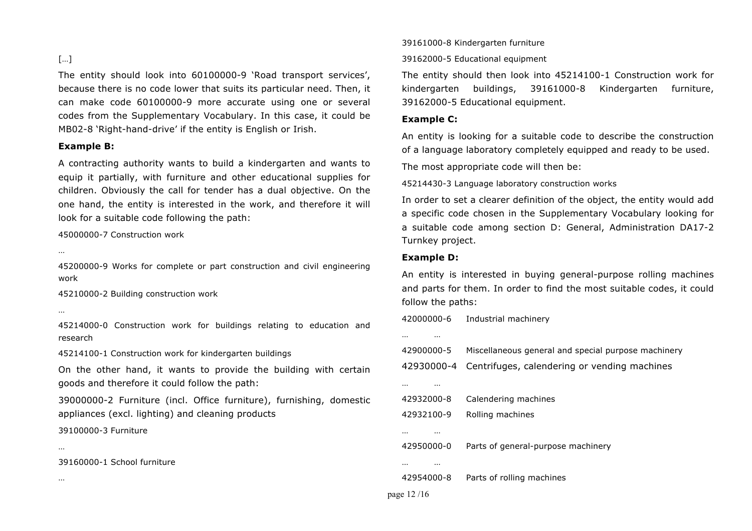[…]

The entity should look into 60100000-9 'Road transport services', because there is no code lower that suits its particular need. Then, it can make code 60100000-9 more accurate using one or several codes from the Supplementary Vocabulary. In this case, it could be MB02-8 'Right-hand-drive' if the entity is English or Irish.

**Example B:**

A contracting authority wants to build a kindergarten and wants to equip it partially, with furniture and other educational supplies for children. Obviously the call for tender has a dual objective. On the one hand, the entity is interested in the work, and therefore it will look for a suitable code following the path:

45000000-7 Construction work

…

45200000-9 Works for complete or part construction and civil engineering work

45210000-2 Building construction work

…

45214000-0 Construction work for buildings relating to education and research

45214100-1 Construction work for kindergarten buildings

On the other hand, it wants to provide the building with certain goods and therefore it could follow the path:

39000000-2 Furniture (incl. Office furniture), furnishing, domestic appliances (excl. lighting) and cleaning products

39100000-3 Furniture

…

39160000-1 School furniture

…

39161000-8 Kindergarten furniture

39162000-5 Educational equipment

The entity should then look into 45214100-1 Construction work for kindergarten buildings, 39161000-8 Kindergarten furniture, 39162000-5 Educational equipment.

**Example C:**

An entity is looking for a suitable code to describe the construction of a language laboratory completely equipped and ready to be used.

The most appropriate code will then be:

45214430-3 Language laboratory construction works

In order to set a clearer definition of the object, the entity would add a specific code chosen in the Supplementary Vocabulary looking for a suitable code among section D: General, Administration DA17-2 Turnkey project.

**Example D:**

An entity is interested in buying general-purpose rolling machines and parts for them. In order to find the most suitable codes, it could follow the paths:

42000000-6 Industrial machinery

… …

42900000-5 Miscellaneous general and special purpose machinery

42930000-4 Centrifuges, calendering or vending machines

… …

42932000-8 Calendering machines

42932100-9 Rolling machines

… …

42950000-0 Parts of general-purpose machinery

… …

42954000-8 Parts of rolling machines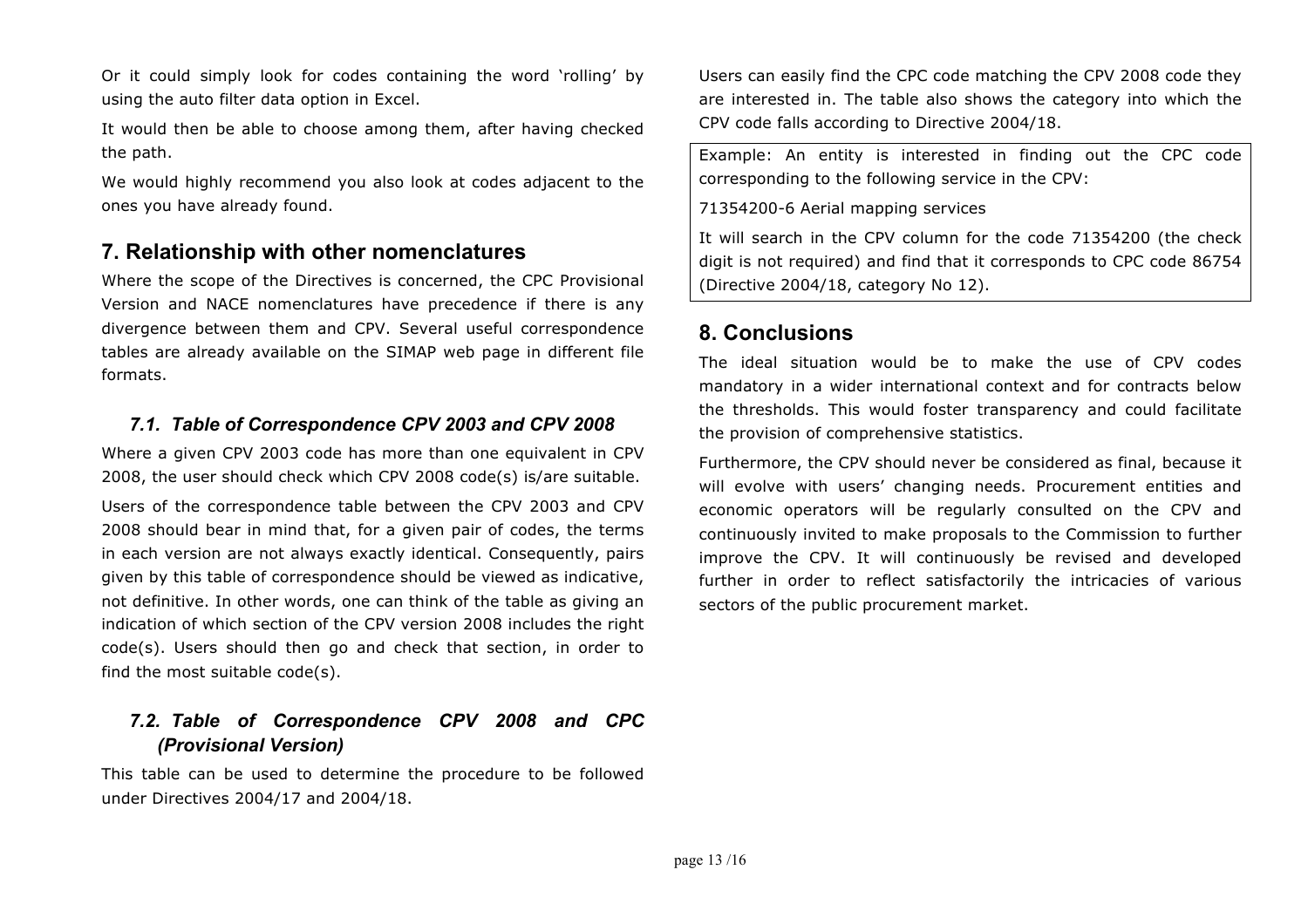Or it could simply look for codes containing the word 'rolling' by using the auto filter data option in Excel.

It would then be able to choose among them, after having checked the path.

We would highly recommend you also look at codes adjacent to the ones you have already found.

## 7. Relationship with other nomenclatures

Where the scope of the Directives is concerned, the CPC Provisional Version and NACE nomenclatures have precedence if there is any divergence between them and CPV. Several useful correspondence tables are already available on the SIMAP web page in different file formats.

### *7.1. Table of Correspondence CPV 2003 and CPV 2008*

Where a given CPV 2003 code has more than one equivalent in CPV 2008, the user should check which CPV 2008 code(s) is/are suitable.

Users of the correspondence table between the CPV 2003 and CPV 2008 should bear in mind that, for a given pair of codes, the terms in each version are not always exactly identical. Consequently, pairs given by this table of correspondence should be viewed as indicative, not definitive. In other words, one can think of the table as giving an indication of which section of the CPV version 2008 includes the right code(s). Users should then go and check that section, in order to find the most suitable code(s).

### *7.2. Table of Correspondence CPV 2008 and CPC (Provisional Version)*

This table can be used to determine the procedure to be followed under Directives 2004/17 and 2004/18.

Users can easily find the CPC code matching the CPV 2008 code they are interested in. The table also shows the category into which the CPV code falls according to Directive 2004/18.

> Example: An entity is interested in finding out the CPC code corresponding to the following service in the CPV:
>
> 71354200-6 Aerial mapping services
>
> It will search in the CPV column for the code 71354200 (the check digit is not required) and find that it corresponds to CPC code 86754 (Directive 2004/18, category No 12).

## 8. Conclusions

The ideal situation would be to make the use of CPV codes mandatory in a wider international context and for contracts below the thresholds. This would foster transparency and could facilitate the provision of comprehensive statistics.

Furthermore, the CPV should never be considered as final, because it will evolve with users' changing needs. Procurement entities and economic operators will be regularly consulted on the CPV and continuously invited to make proposals to the Commission to further improve the CPV. It will continuously be revised and developed further in order to reflect satisfactorily the intricacies of various sectors of the public procurement market.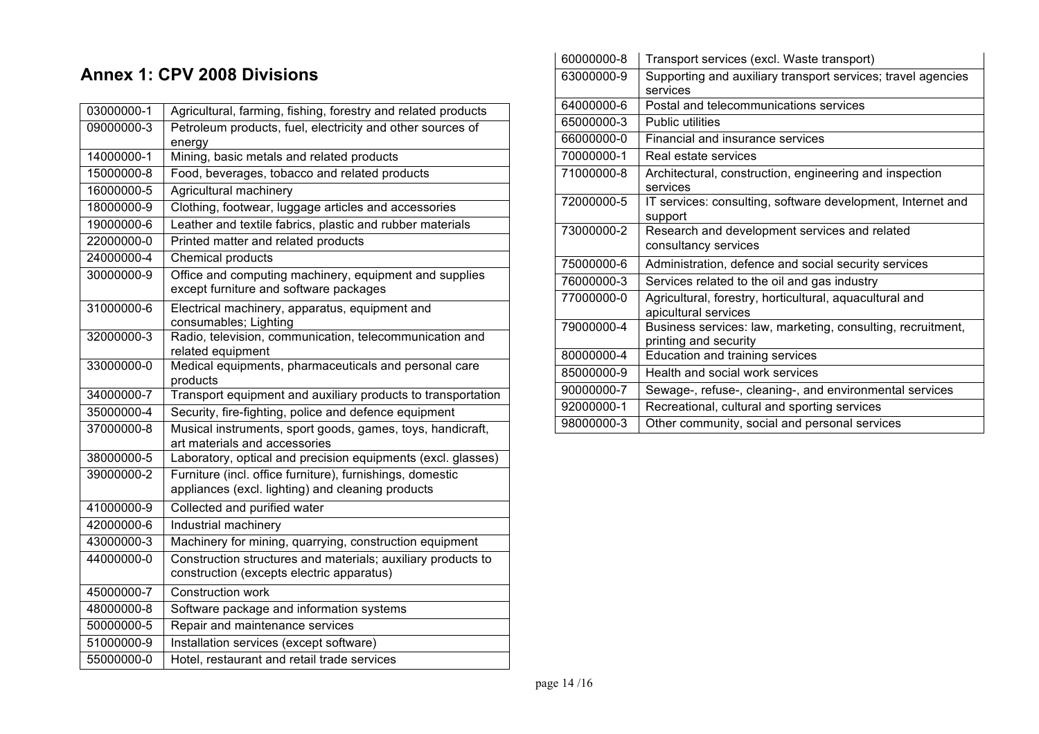## Annex 1: CPV 2008 Divisions

| | |
|---|---|
| 03000000-1 | Agricultural, farming, fishing, forestry and related products |
| 09000000-3 | Petroleum products, fuel, electricity and other sources of energy |
| 14000000-1 | Mining, basic metals and related products |
| 15000000-8 | Food, beverages, tobacco and related products |
| 16000000-5 | Agricultural machinery |
| 18000000-9 | Clothing, footwear, luggage articles and accessories |
| 19000000-6 | Leather and textile fabrics, plastic and rubber materials |
| 22000000-0 | Printed matter and related products |
| 24000000-4 | Chemical products |
| 30000000-9 | Office and computing machinery, equipment and supplies except furniture and software packages |
| 31000000-6 | Electrical machinery, apparatus, equipment and consumables; Lighting |
| 32000000-3 | Radio, television, communication, telecommunication and related equipment |
| 33000000-0 | Medical equipments, pharmaceuticals and personal care products |
| 34000000-7 | Transport equipment and auxiliary products to transportation |
| 35000000-4 | Security, fire-fighting, police and defence equipment |
| 37000000-8 | Musical instruments, sport goods, games, toys, handicraft, art materials and accessories |
| 38000000-5 | Laboratory, optical and precision equipments (excl. glasses) |
| 39000000-2 | Furniture (incl. office furniture), furnishings, domestic appliances (excl. lighting) and cleaning products |
| 41000000-9 | Collected and purified water |
| 42000000-6 | Industrial machinery |
| 43000000-3 | Machinery for mining, quarrying, construction equipment |
| 44000000-0 | Construction structures and materials; auxiliary products to construction (excepts electric apparatus) |
| 45000000-7 | Construction work |
| 48000000-8 | Software package and information systems |
| 50000000-5 | Repair and maintenance services |
| 51000000-9 | Installation services (except software) |
| 55000000-0 | Hotel, restaurant and retail trade services |
| 60000000-8 | Transport services (excl. Waste transport) |
| 63000000-9 | Supporting and auxiliary transport services; travel agencies services |
| 64000000-6 | Postal and telecommunications services |
| 65000000-3 | Public utilities |
| 66000000-0 | Financial and insurance services |
| 70000000-1 | Real estate services |
| 71000000-8 | Architectural, construction, engineering and inspection services |
| 72000000-5 | IT services: consulting, software development, Internet and support |
| 73000000-2 | Research and development services and related consultancy services |
| 75000000-6 | Administration, defence and social security services |
| 76000000-3 | Services related to the oil and gas industry |
| 77000000-0 | Agricultural, forestry, horticultural, aquacultural and apicultural services |
| 79000000-4 | Business services: law, marketing, consulting, recruitment, printing and security |
| 80000000-4 | Education and training services |
| 85000000-9 | Health and social work services |
| 90000000-7 | Sewage-, refuse-, cleaning-, and environmental services |
| 92000000-1 | Recreational, cultural and sporting services |
| 98000000-3 | Other community, social and personal services |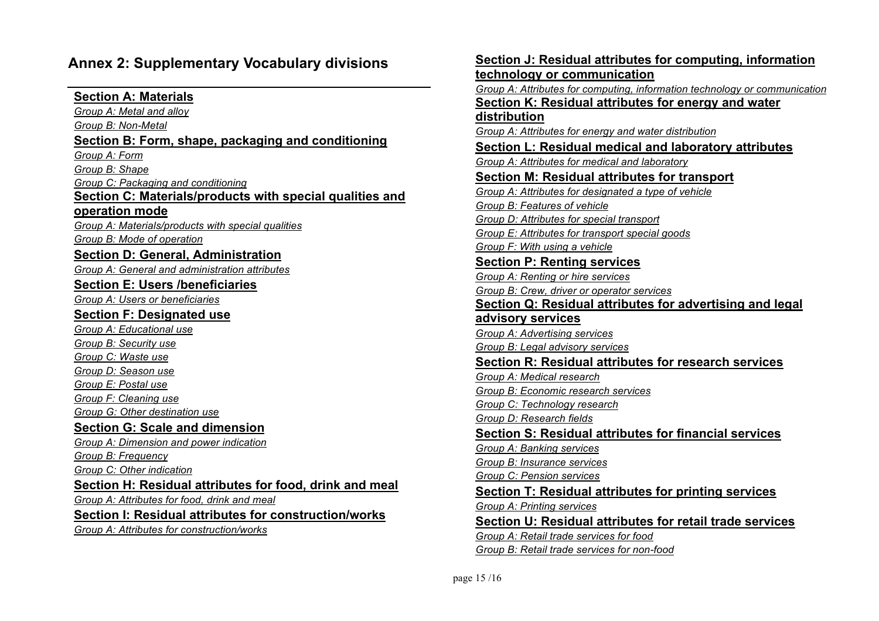# Annex 2: Supplementary Vocabulary divisions

## Section A: Materials

*Group A: Metal and alloy*

*Group B: Non-Metal*

## Section B: Form, shape, packaging and conditioning

*Group A: Form*

*Group B: Shape*

*Group C: Packaging and conditioning*

## Section C: Materials/products with special qualities and operation mode

*Group A: Materials/products with special qualities*

*Group B: Mode of operation*

## Section D: General, Administration

*Group A: General and administration attributes*

## Section E: Users /beneficiaries

*Group A: Users or beneficiaries*

## Section F: Designated use

*Group A: Educational use*

*Group B: Security use*

*Group C: Waste use*

*Group D: Season use*

*Group E: Postal use*

*Group F: Cleaning use*

*Group G: Other destination use*

## Section G: Scale and dimension

*Group A: Dimension and power indication*

*Group B: Frequency*

*Group C: Other indication*

## Section H: Residual attributes for food, drink and meal

*Group A: Attributes for food, drink and meal*

## Section I: Residual attributes for construction/works

*Group A: Attributes for construction/works*

## Section J: Residual attributes for computing, information technology or communication

*Group A: Attributes for computing, information technology or communication*

## Section K: Residual attributes for energy and water distribution

*Group A: Attributes for energy and water distribution*

## Section L: Residual medical and laboratory attributes

*Group A: Attributes for medical and laboratory*

## Section M: Residual attributes for transport

*Group A: Attributes for designated a type of vehicle*

*Group B: Features of vehicle*

*Group D: Attributes for special transport*

*Group E: Attributes for transport special goods*

*Group F: With using a vehicle*

## Section P: Renting services

*Group A: Renting or hire services*

*Group B: Crew, driver or operator services*

## Section Q: Residual attributes for advertising and legal advisory services

*Group A: Advertising services*

*Group B: Legal advisory services*

## Section R: Residual attributes for research services

*Group A: Medical research*

*Group B: Economic research services*

*Group C: Technology research*

*Group D: Research fields*

## Section S: Residual attributes for financial services

*Group A: Banking services*

*Group B: Insurance services*

*Group C: Pension services*

## Section T: Residual attributes for printing services

*Group A: Printing services*

## Section U: Residual attributes for retail trade services

*Group A: Retail trade services for food*

*Group B: Retail trade services for non-food*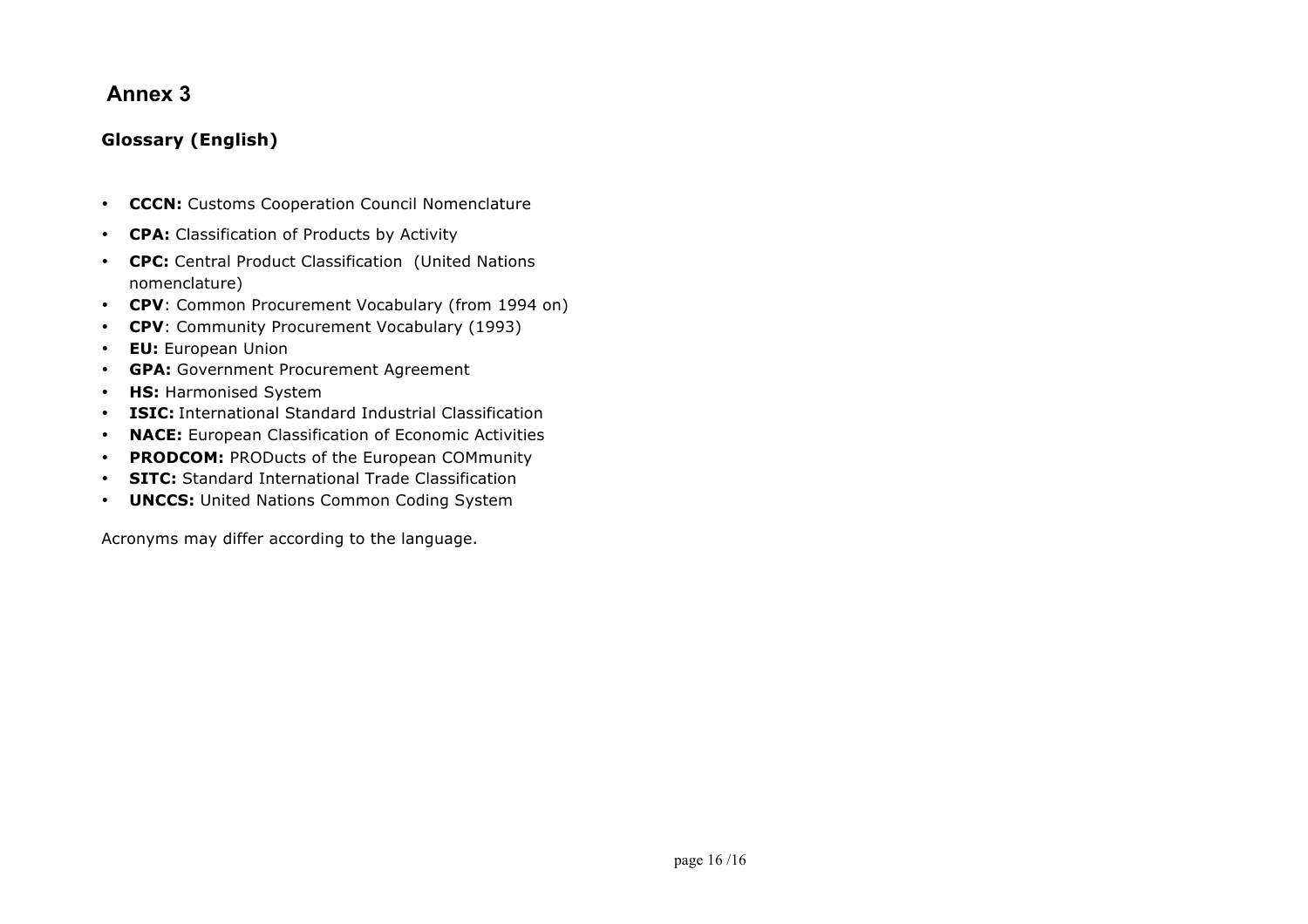# Annex 3

### Glossary (English)

- **CCCN:** Customs Cooperation Council Nomenclature
- **CPA:** Classification of Products by Activity
- **CPC:** Central Product Classification (United Nations nomenclature)
- **CPV**: Common Procurement Vocabulary (from 1994 on)
- **CPV**: Community Procurement Vocabulary (1993)
- **EU:** European Union
- **GPA:** Government Procurement Agreement
- **HS:** Harmonised System
- **ISIC:** International Standard Industrial Classification
- **NACE:** European Classification of Economic Activities
- **PRODCOM:** PRODucts of the European COMmunity
- **SITC:** Standard International Trade Classification
- **UNCCS:** United Nations Common Coding System

Acronyms may differ according to the language.